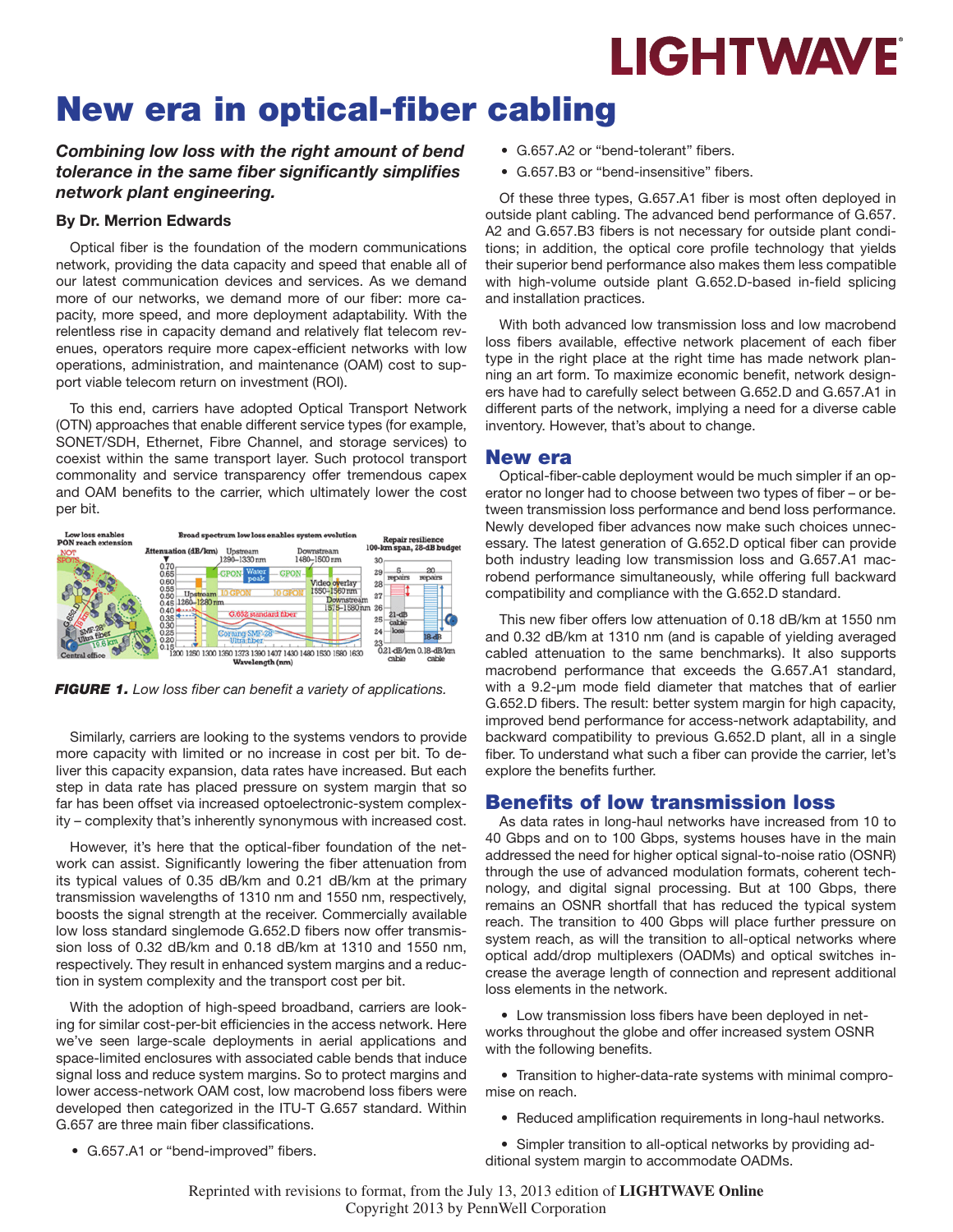# New era in optical-fiber cabling

***Combining low loss with the right amount of bend tolerance in the same fiber significantly simplifies network plant engineering.***

**By Dr. Merrion Edwards**

Optical fiber is the foundation of the modern communications network, providing the data capacity and speed that enable all of our latest communication devices and services. As we demand more of our networks, we demand more of our fiber: more capacity, more speed, and more deployment adaptability. With the relentless rise in capacity demand and relatively flat telecom revenues, operators require more capex-efficient networks with low operations, administration, and maintenance (OAM) cost to support viable telecom return on investment (ROI).

To this end, carriers have adopted Optical Transport Network (OTN) approaches that enable different service types (for example, SONET/SDH, Ethernet, Fibre Channel, and storage services) to coexist within the same transport layer. Such protocol transport commonality and service transparency offer tremendous capex and OAM benefits to the carrier, which ultimately lower the cost per bit.

***FIGURE 1.*** *Low loss fiber can benefit a variety of applications.*

Similarly, carriers are looking to the systems vendors to provide more capacity with limited or no increase in cost per bit. To deliver this capacity expansion, data rates have increased. But each step in data rate has placed pressure on system margin that so far has been offset via increased optoelectronic-system complexity – complexity that's inherently synonymous with increased cost.

However, it's here that the optical-fiber foundation of the network can assist. Significantly lowering the fiber attenuation from its typical values of 0.35 dB/km and 0.21 dB/km at the primary transmission wavelengths of 1310 nm and 1550 nm, respectively, boosts the signal strength at the receiver. Commercially available low loss standard singlemode G.652.D fibers now offer transmission loss of 0.32 dB/km and 0.18 dB/km at 1310 and 1550 nm, respectively. They result in enhanced system margins and a reduction in system complexity and the transport cost per bit.

With the adoption of high-speed broadband, carriers are looking for similar cost-per-bit efficiencies in the access network. Here we've seen large-scale deployments in aerial applications and space-limited enclosures with associated cable bends that induce signal loss and reduce system margins. So to protect margins and lower access-network OAM cost, low macrobend loss fibers were developed then categorized in the ITU-T G.657 standard. Within G.657 are three main fiber classifications.

- G.657.A1 or "bend-improved" fibers.
- G.657.A2 or "bend-tolerant" fibers.
- G.657.B3 or "bend-insensitive" fibers.

Of these three types, G.657.A1 fiber is most often deployed in outside plant cabling. The advanced bend performance of G.657.A2 and G.657.B3 fibers is not necessary for outside plant conditions; in addition, the optical core profile technology that yields their superior bend performance also makes them less compatible with high-volume outside plant G.652.D-based in-field splicing and installation practices.

With both advanced low transmission loss and low macrobend loss fibers available, effective network placement of each fiber type in the right place at the right time has made network planning an art form. To maximize economic benefit, network designers have had to carefully select between G.652.D and G.657.A1 in different parts of the network, implying a need for a diverse cable inventory. However, that's about to change.

## New era

Optical-fiber-cable deployment would be much simpler if an operator no longer had to choose between two types of fiber – or between transmission loss performance and bend loss performance. Newly developed fiber advances now make such choices unnecessary. The latest generation of G.652.D optical fiber can provide both industry leading low transmission loss and G.657.A1 macrobend performance simultaneously, while offering full backward compatibility and compliance with the G.652.D standard.

This new fiber offers low attenuation of 0.18 dB/km at 1550 nm and 0.32 dB/km at 1310 nm (and is capable of yielding averaged cabled attenuation to the same benchmarks). It also supports macrobend performance that exceeds the G.657.A1 standard, with a 9.2-µm mode field diameter that matches that of earlier G.652.D fibers. The result: better system margin for high capacity, improved bend performance for access-network adaptability, and backward compatibility to previous G.652.D plant, all in a single fiber. To understand what such a fiber can provide the carrier, let's explore the benefits further.

## Benefits of low transmission loss

As data rates in long-haul networks have increased from 10 to 40 Gbps and on to 100 Gbps, systems houses have in the main addressed the need for higher optical signal-to-noise ratio (OSNR) through the use of advanced modulation formats, coherent technology, and digital signal processing. But at 100 Gbps, there remains an OSNR shortfall that has reduced the typical system reach. The transition to 400 Gbps will place further pressure on system reach, as will the transition to all-optical networks where optical add/drop multiplexers (OADMs) and optical switches increase the average length of connection and represent additional loss elements in the network.

- Low transmission loss fibers have been deployed in networks throughout the globe and offer increased system OSNR with the following benefits.
- Transition to higher-data-rate systems with minimal compromise on reach.
- Reduced amplification requirements in long-haul networks.
- Simpler transition to all-optical networks by providing additional system margin to accommodate OADMs.

Reprinted with revisions to format, from the July 13, 2013 edition of **LIGHTWAVE Online**
Copyright 2013 by PennWell Corporation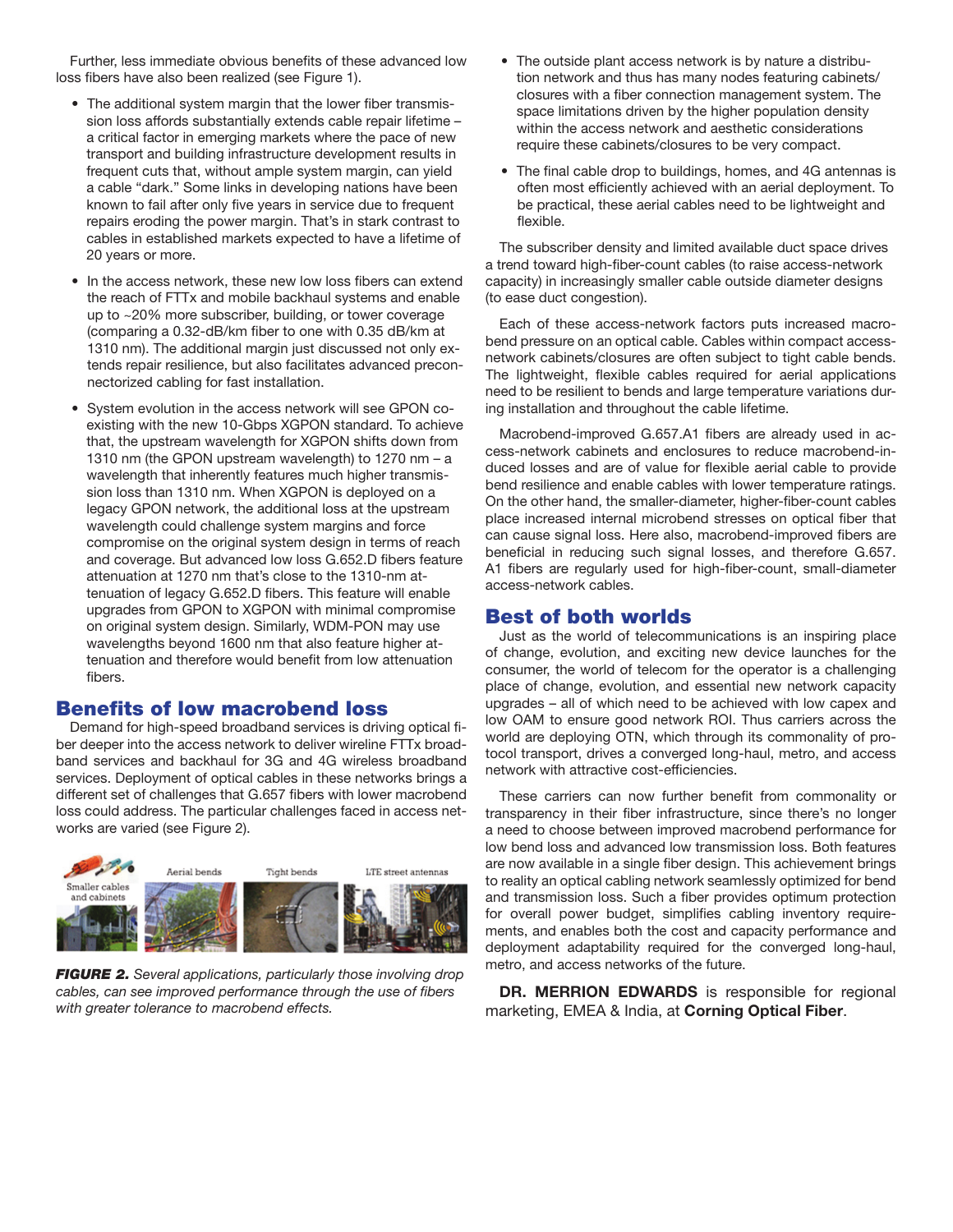Further, less immediate obvious benefits of these advanced low loss fibers have also been realized (see Figure 1).

- The additional system margin that the lower fiber transmission loss affords substantially extends cable repair lifetime – a critical factor in emerging markets where the pace of new transport and building infrastructure development results in frequent cuts that, without ample system margin, can yield a cable "dark." Some links in developing nations have been known to fail after only five years in service due to frequent repairs eroding the power margin. That's in stark contrast to cables in established markets expected to have a lifetime of 20 years or more.
- In the access network, these new low loss fibers can extend the reach of FTTx and mobile backhaul systems and enable up to ~20% more subscriber, building, or tower coverage (comparing a 0.32-dB/km fiber to one with 0.35 dB/km at 1310 nm). The additional margin just discussed not only extends repair resilience, but also facilitates advanced preconnectorized cabling for fast installation.
- System evolution in the access network will see GPON coexisting with the new 10-Gbps XGPON standard. To achieve that, the upstream wavelength for XGPON shifts down from 1310 nm (the GPON upstream wavelength) to 1270 nm – a wavelength that inherently features much higher transmission loss than 1310 nm. When XGPON is deployed on a legacy GPON network, the additional loss at the upstream wavelength could challenge system margins and force compromise on the original system design in terms of reach and coverage. But advanced low loss G.652.D fibers feature attenuation at 1270 nm that's close to the 1310-nm attenuation of legacy G.652.D fibers. This feature will enable upgrades from GPON to XGPON with minimal compromise on original system design. Similarly, WDM-PON may use wavelengths beyond 1600 nm that also feature higher attenuation and therefore would benefit from low attenuation fibers.

## Benefits of low macrobend loss

Demand for high-speed broadband services is driving optical fiber deeper into the access network to deliver wireline FTTx broadband services and backhaul for 3G and 4G wireless broadband services. Deployment of optical cables in these networks brings a different set of challenges that G.657 fibers with lower macrobend loss could address. The particular challenges faced in access networks are varied (see Figure 2).

Smaller cables and cabinets

Aerial bends

Tight bends

LTE street antennas

***FIGURE 2.*** *Several applications, particularly those involving drop cables, can see improved performance through the use of fibers with greater tolerance to macrobend effects.*

- The outside plant access network is by nature a distribution network and thus has many nodes featuring cabinets/closures with a fiber connection management system. The space limitations driven by the higher population density within the access network and aesthetic considerations require these cabinets/closures to be very compact.
- The final cable drop to buildings, homes, and 4G antennas is often most efficiently achieved with an aerial deployment. To be practical, these aerial cables need to be lightweight and flexible.

The subscriber density and limited available duct space drives a trend toward high-fiber-count cables (to raise access-network capacity) in increasingly smaller cable outside diameter designs (to ease duct congestion).

Each of these access-network factors puts increased macrobend pressure on an optical cable. Cables within compact access-network cabinets/closures are often subject to tight cable bends. The lightweight, flexible cables required for aerial applications need to be resilient to bends and large temperature variations during installation and throughout the cable lifetime.

Macrobend-improved G.657.A1 fibers are already used in access-network cabinets and enclosures to reduce macrobend-induced losses and are of value for flexible aerial cable to provide bend resilience and enable cables with lower temperature ratings. On the other hand, the smaller-diameter, higher-fiber-count cables place increased internal microbend stresses on optical fiber that can cause signal loss. Here also, macrobend-improved fibers are beneficial in reducing such signal losses, and therefore G.657.A1 fibers are regularly used for high-fiber-count, small-diameter access-network cables.

## Best of both worlds

Just as the world of telecommunications is an inspiring place of change, evolution, and exciting new device launches for the consumer, the world of telecom for the operator is a challenging place of change, evolution, and essential new network capacity upgrades – all of which need to be achieved with low capex and low OAM to ensure good network ROI. Thus carriers across the world are deploying OTN, which through its commonality of protocol transport, drives a converged long-haul, metro, and access network with attractive cost-efficiencies.

These carriers can now further benefit from commonality or transparency in their fiber infrastructure, since there's no longer a need to choose between improved macrobend performance for low bend loss and advanced low transmission loss. Both features are now available in a single fiber design. This achievement brings to reality an optical cabling network seamlessly optimized for bend and transmission loss. Such a fiber provides optimum protection for overall power budget, simplifies cabling inventory requirements, and enables both the cost and capacity performance and deployment adaptability required for the converged long-haul, metro, and access networks of the future.

**DR. MERRION EDWARDS** is responsible for regional marketing, EMEA & India, at **Corning Optical Fiber**.